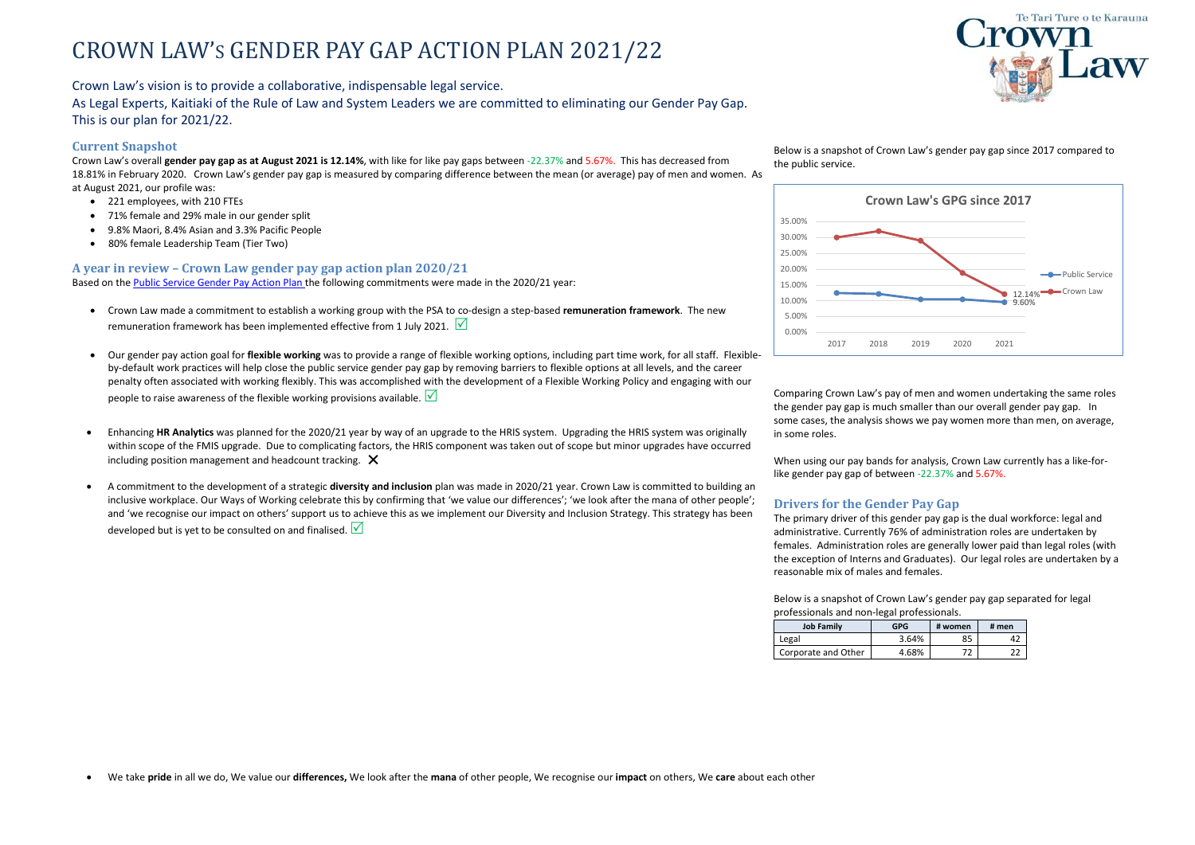# CROWN LAW'S GENDER PAY GAP ACTION PLAN 2021/22

Crown Law's vision is to provide a collaborative, indispensable legal service.
As Legal Experts, Kaitiaki of the Rule of Law and System Leaders we are committed to eliminating our Gender Pay Gap.
This is our plan for 2021/22.

## Current Snapshot

Crown Law's overall **gender pay gap as at August 2021 is 12.14%**, with like for like pay gaps between -22.37% and 5.67%. This has decreased from 18.81% in February 2020. Crown Law's gender pay gap is measured by comparing difference between the mean (or average) pay of men and women. As at August 2021, our profile was:

- 221 employees, with 210 FTEs
- 71% female and 29% male in our gender split
- 9.8% Maori, 8.4% Asian and 3.3% Pacific People
- 80% female Leadership Team (Tier Two)

## A year in review – Crown Law gender pay gap action plan 2020/21

Based on the Public Service Gender Pay Action Plan the following commitments were made in the 2020/21 year:

- Crown Law made a commitment to establish a working group with the PSA to co-design a step-based **remuneration framework**. The new remuneration framework has been implemented effective from 1 July 2021. ☑
- Our gender pay action goal for **flexible working** was to provide a range of flexible working options, including part time work, for all staff. Flexible-by-default work practices will help close the public service gender pay gap by removing barriers to flexible options at all levels, and the career penalty often associated with working flexibly. This was accomplished with the development of a Flexible Working Policy and engaging with our people to raise awareness of the flexible working provisions available. ☑
- Enhancing **HR Analytics** was planned for the 2020/21 year by way of an upgrade to the HRIS system. Upgrading the HRIS system was originally within scope of the FMIS upgrade. Due to complicating factors, the HRIS component was taken out of scope but minor upgrades have occurred including position management and headcount tracking. ✗
- A commitment to the development of a strategic **diversity and inclusion** plan was made in 2020/21 year. Crown Law is committed to building an inclusive workplace. Our Ways of Working celebrate this by confirming that 'we value our differences'; 'we look after the mana of other people'; and 'we recognise our impact on others' support us to achieve this as we implement our Diversity and Inclusion Strategy. This strategy has been developed but is yet to be consulted on and finalised. ☑

Below is a snapshot of Crown Law's gender pay gap since 2017 compared to the public service.

**Crown Law's GPG since 2017**

| Year | Public Service | Crown Law |
|---|---|---|
| 2017 | | |
| 2018 | | |
| 2019 | | |
| 2020 | | |
| 2021 | 9.60% | 12.14% |

Comparing Crown Law's pay of men and women undertaking the same roles the gender pay gap is much smaller than our overall gender pay gap. In some cases, the analysis shows we pay women more than men, on average, in some roles.

When using our pay bands for analysis, Crown Law currently has a like-for-like gender pay gap of between -22.37% and 5.67%.

## Drivers for the Gender Pay Gap

The primary driver of this gender pay gap is the dual workforce: legal and administrative. Currently 76% of administration roles are undertaken by females. Administration roles are generally lower paid than legal roles (with the exception of Interns and Graduates). Our legal roles are undertaken by a reasonable mix of males and females.

Below is a snapshot of Crown Law's gender pay gap separated for legal professionals and non-legal professionals.

| Job Family | GPG | # women | # men |
|---|---|---|---|
| Legal | 3.64% | 85 | 42 |
| Corporate and Other | 4.68% | 72 | 22 |

- We take **pride** in all we do, We value our **differences,** We look after the **mana** of other people, We recognise our **impact** on others, We **care** about each other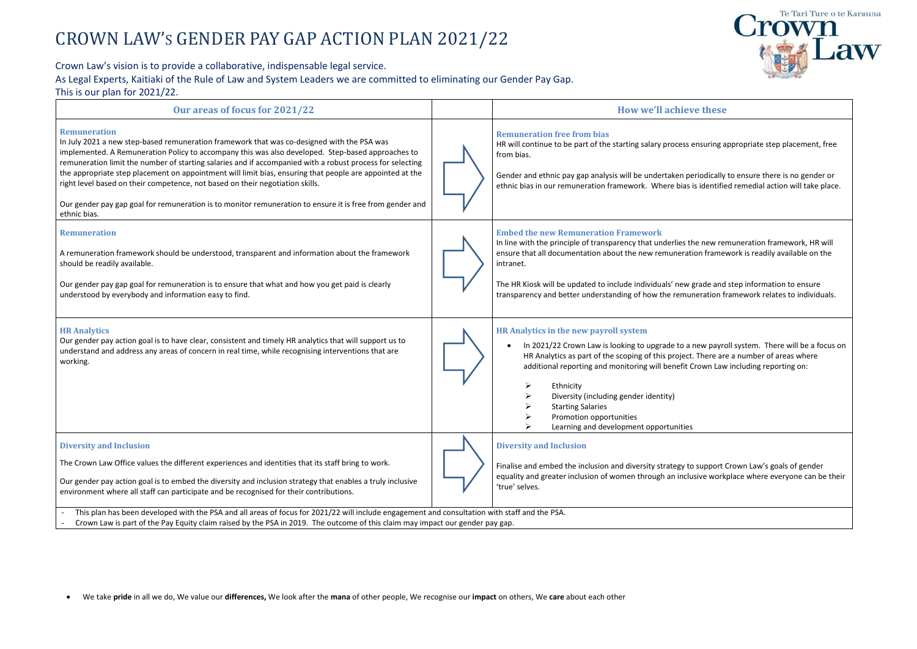# CROWN LAW'S GENDER PAY GAP ACTION PLAN 2021/22

Te Tari Ture o te Karauna
Crown Law

Crown Law's vision is to provide a collaborative, indispensable legal service.
As Legal Experts, Kaitiaki of the Rule of Law and System Leaders we are committed to eliminating our Gender Pay Gap.
This is our plan for 2021/22.

| Our areas of focus for 2021/22 | | How we'll achieve these |
|---|---|---|
| **Remuneration**<br>In July 2021 a new step-based remuneration framework that was co-designed with the PSA was implemented. A Remuneration Policy to accompany this was also developed. Step-based approaches to remuneration limit the number of starting salaries and if accompanied with a robust process for selecting the appropriate step placement on appointment will limit bias, ensuring that people are appointed at the right level based on their competence, not based on their negotiation skills.<br><br>Our gender pay gap goal for remuneration is to monitor remuneration to ensure it is free from gender and ethnic bias. | → | **Remuneration free from bias**<br>HR will continue to be part of the starting salary process ensuring appropriate step placement, free from bias.<br><br>Gender and ethnic pay gap analysis will be undertaken periodically to ensure there is no gender or ethnic bias in our remuneration framework. Where bias is identified remedial action will take place. |
| **Remuneration**<br>A remuneration framework should be understood, transparent and information about the framework should be readily available.<br><br>Our gender pay gap goal for remuneration is to ensure that what and how you get paid is clearly understood by everybody and information easy to find. | → | **Embed the new Remuneration Framework**<br>In line with the principle of transparency that underlies the new remuneration framework, HR will ensure that all documentation about the new remuneration framework is readily available on the intranet.<br><br>The HR Kiosk will be updated to include individuals' new grade and step information to ensure transparency and better understanding of how the remuneration framework relates to individuals. |
| **HR Analytics**<br>Our gender pay action goal is to have clear, consistent and timely HR analytics that will support us to understand and address any areas of concern in real time, while recognising interventions that are working. | → | **HR Analytics in the new payroll system**<br>• In 2021/22 Crown Law is looking to upgrade to a new payroll system. There will be a focus on HR Analytics as part of the scoping of this project. There are a number of areas where additional reporting and monitoring will benefit Crown Law including reporting on:<br>➢ Ethnicity<br>➢ Diversity (including gender identity)<br>➢ Starting Salaries<br>➢ Promotion opportunities<br>➢ Learning and development opportunities |
| **Diversity and Inclusion**<br>The Crown Law Office values the different experiences and identities that its staff bring to work.<br><br>Our gender pay action goal is to embed the diversity and inclusion strategy that enables a truly inclusive environment where all staff can participate and be recognised for their contributions. | → | **Diversity and Inclusion**<br>Finalise and embed the inclusion and diversity strategy to support Crown Law's goals of gender equality and greater inclusion of women through an inclusive workplace where everyone can be their 'true' selves. |

- This plan has been developed with the PSA and all areas of focus for 2021/22 will include engagement and consultation with staff and the PSA.
- Crown Law is part of the Pay Equity claim raised by the PSA in 2019. The outcome of this claim may impact our gender pay gap.

- We take **pride** in all we do, We value our **differences,** We look after the **mana** of other people, We recognise our **impact** on others, We **care** about each other